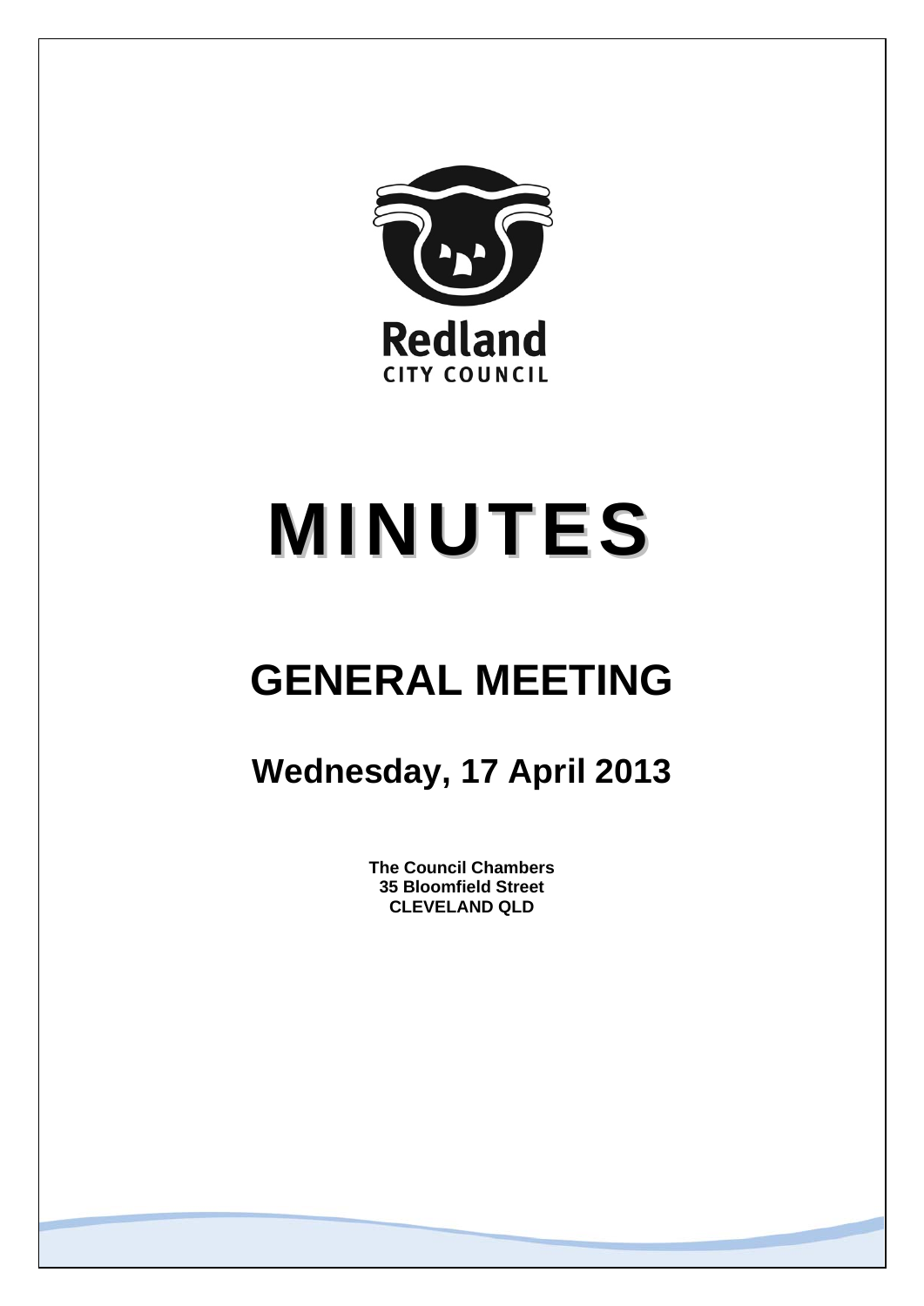Redland

CITY COUNCIL

# MINUTES

## GENERAL MEETING

### Wednesday, 17 April 2013

**The Council Chambers**
**35 Bloomfield Street**
**CLEVELAND QLD**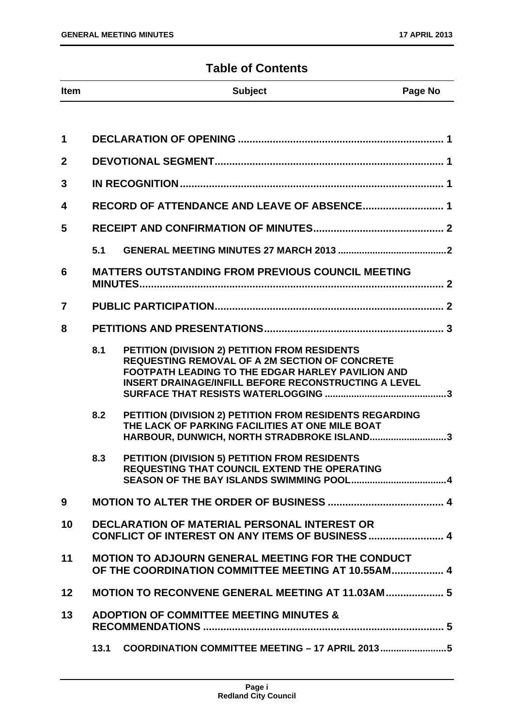# Table of Contents

| Item | | Subject | Page No |
|---|---|---|---|
| 1 | | DECLARATION OF OPENING | 1 |
| 2 | | DEVOTIONAL SEGMENT | 1 |
| 3 | | IN RECOGNITION | 1 |
| 4 | | RECORD OF ATTENDANCE AND LEAVE OF ABSENCE | 1 |
| 5 | | RECEIPT AND CONFIRMATION OF MINUTES | 2 |
| | 5.1 | GENERAL MEETING MINUTES 27 MARCH 2013 | 2 |
| 6 | | MATTERS OUTSTANDING FROM PREVIOUS COUNCIL MEETING MINUTES | 2 |
| 7 | | PUBLIC PARTICIPATION | 2 |
| 8 | | PETITIONS AND PRESENTATIONS | 3 |
| | 8.1 | PETITION (DIVISION 2) PETITION FROM RESIDENTS REQUESTING REMOVAL OF A 2M SECTION OF CONCRETE FOOTPATH LEADING TO THE EDGAR HARLEY PAVILION AND INSERT DRAINAGE/INFILL BEFORE RECONSTRUCTING A LEVEL SURFACE THAT RESISTS WATERLOGGING | 3 |
| | 8.2 | PETITION (DIVISION 2) PETITION FROM RESIDENTS REGARDING THE LACK OF PARKING FACILITIES AT ONE MILE BOAT HARBOUR, DUNWICH, NORTH STRADBROKE ISLAND | 3 |
| | 8.3 | PETITION (DIVISION 5) PETITION FROM RESIDENTS REQUESTING THAT COUNCIL EXTEND THE OPERATING SEASON OF THE BAY ISLANDS SWIMMING POOL | 4 |
| 9 | | MOTION TO ALTER THE ORDER OF BUSINESS | 4 |
| 10 | | DECLARATION OF MATERIAL PERSONAL INTEREST OR CONFLICT OF INTEREST ON ANY ITEMS OF BUSINESS | 4 |
| 11 | | MOTION TO ADJOURN GENERAL MEETING FOR THE CONDUCT OF THE COORDINATION COMMITTEE MEETING AT 10.55AM | 4 |
| 12 | | MOTION TO RECONVENE GENERAL MEETING AT 11.03AM | 5 |
| 13 | | ADOPTION OF COMMITTEE MEETING MINUTES & RECOMMENDATIONS | 5 |
| | 13.1 | COORDINATION COMMITTEE MEETING – 17 APRIL 2013 | 5 |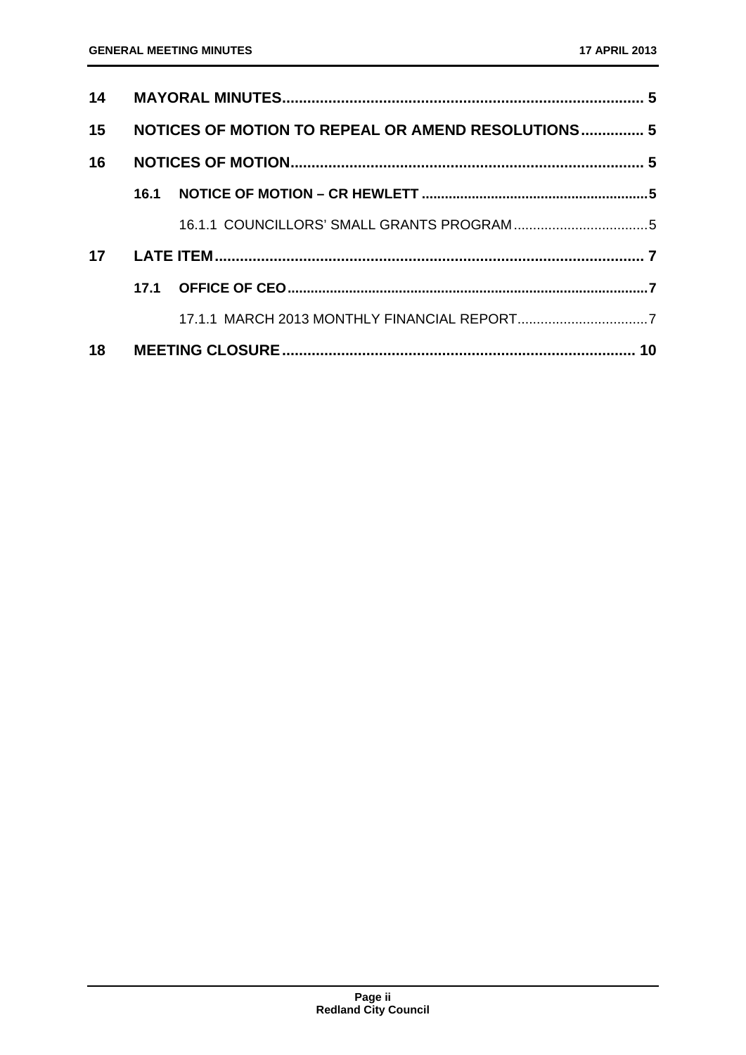| | | |
|---|---|---|
| **14** | **MAYORAL MINUTES** | **5** |
| **15** | **NOTICES OF MOTION TO REPEAL OR AMEND RESOLUTIONS** | **5** |
| **16** | **NOTICES OF MOTION** | **5** |
| | **16.1 NOTICE OF MOTION – CR HEWLETT** | **5** |
| | 16.1.1 COUNCILLORS' SMALL GRANTS PROGRAM | 5 |
| **17** | **LATE ITEM** | **7** |
| | **17.1 OFFICE OF CEO** | **7** |
| | 17.1.1 MARCH 2013 MONTHLY FINANCIAL REPORT | 7 |
| **18** | **MEETING CLOSURE** | **10** |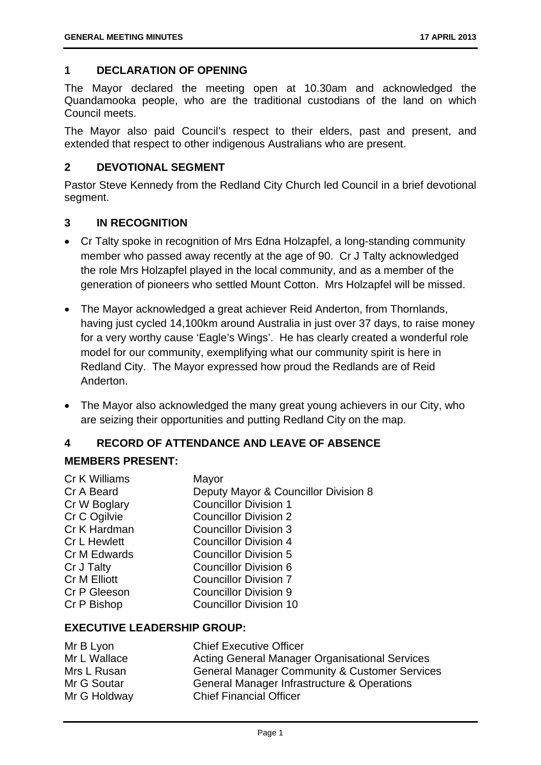## 1 DECLARATION OF OPENING

The Mayor declared the meeting open at 10.30am and acknowledged the Quandamooka people, who are the traditional custodians of the land on which Council meets.

The Mayor also paid Council's respect to their elders, past and present, and extended that respect to other indigenous Australians who are present.

## 2 DEVOTIONAL SEGMENT

Pastor Steve Kennedy from the Redland City Church led Council in a brief devotional segment.

## 3 IN RECOGNITION

- Cr Talty spoke in recognition of Mrs Edna Holzapfel, a long-standing community member who passed away recently at the age of 90. Cr J Talty acknowledged the role Mrs Holzapfel played in the local community, and as a member of the generation of pioneers who settled Mount Cotton. Mrs Holzapfel will be missed.
- The Mayor acknowledged a great achiever Reid Anderton, from Thornlands, having just cycled 14,100km around Australia in just over 37 days, to raise money for a very worthy cause 'Eagle's Wings'. He has clearly created a wonderful role model for our community, exemplifying what our community spirit is here in Redland City. The Mayor expressed how proud the Redlands are of Reid Anderton.
- The Mayor also acknowledged the many great young achievers in our City, who are seizing their opportunities and putting Redland City on the map.

## 4 RECORD OF ATTENDANCE AND LEAVE OF ABSENCE

### MEMBERS PRESENT:

| | |
|---|---|
| Cr K Williams | Mayor |
| Cr A Beard | Deputy Mayor & Councillor Division 8 |
| Cr W Boglary | Councillor Division 1 |
| Cr C Ogilvie | Councillor Division 2 |
| Cr K Hardman | Councillor Division 3 |
| Cr L Hewlett | Councillor Division 4 |
| Cr M Edwards | Councillor Division 5 |
| Cr J Talty | Councillor Division 6 |
| Cr M Elliott | Councillor Division 7 |
| Cr P Gleeson | Councillor Division 9 |
| Cr P Bishop | Councillor Division 10 |

### EXECUTIVE LEADERSHIP GROUP:

| | |
|---|---|
| Mr B Lyon | Chief Executive Officer |
| Mr L Wallace | Acting General Manager Organisational Services |
| Mrs L Rusan | General Manager Community & Customer Services |
| Mr G Soutar | General Manager Infrastructure & Operations |
| Mr G Holdway | Chief Financial Officer |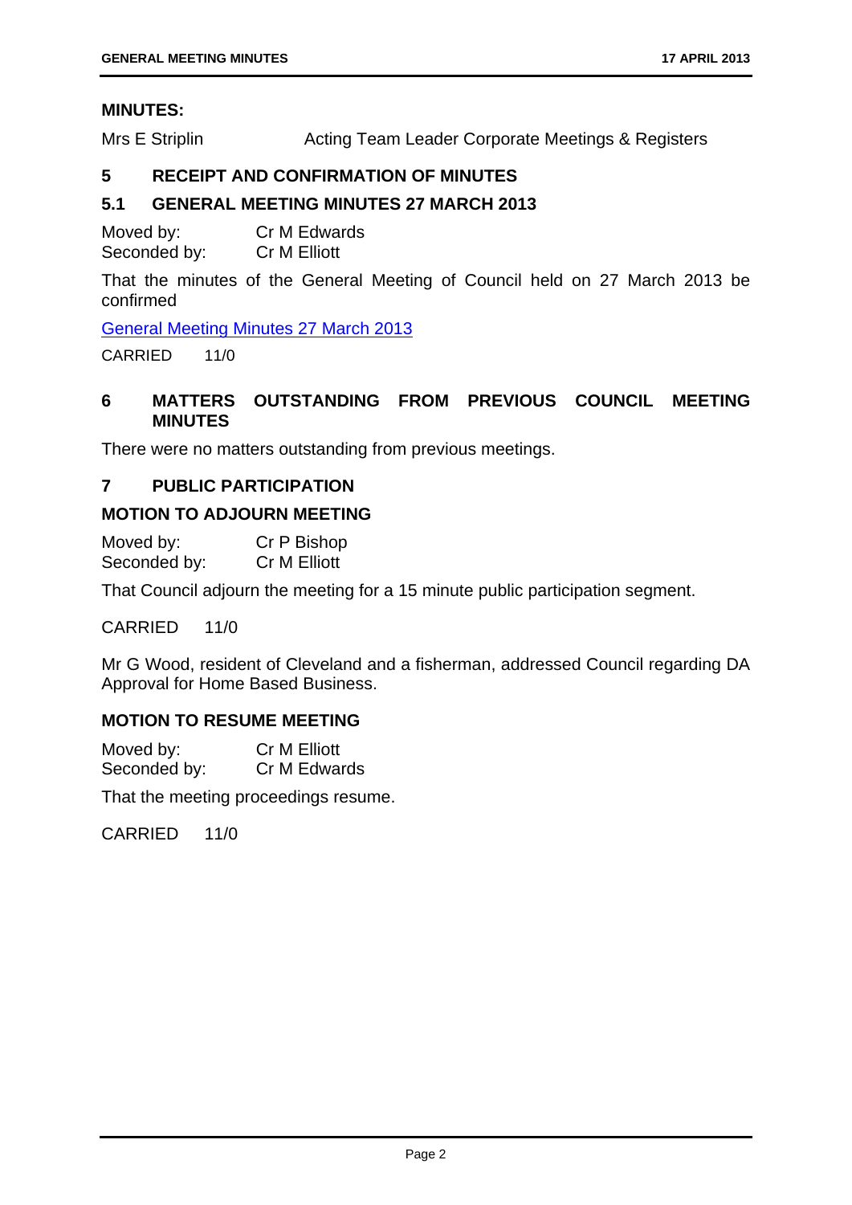**MINUTES:**

Mrs E Striplin Acting Team Leader Corporate Meetings & Registers

## 5 RECEIPT AND CONFIRMATION OF MINUTES

### 5.1 GENERAL MEETING MINUTES 27 MARCH 2013

Moved by: Cr M Edwards
Seconded by: Cr M Elliott

That the minutes of the General Meeting of Council held on 27 March 2013 be confirmed

General Meeting Minutes 27 March 2013

CARRIED 11/0

## 6 MATTERS OUTSTANDING FROM PREVIOUS COUNCIL MEETING MINUTES

There were no matters outstanding from previous meetings.

## 7 PUBLIC PARTICIPATION

**MOTION TO ADJOURN MEETING**

Moved by: Cr P Bishop
Seconded by: Cr M Elliott

That Council adjourn the meeting for a 15 minute public participation segment.

CARRIED 11/0

Mr G Wood, resident of Cleveland and a fisherman, addressed Council regarding DA Approval for Home Based Business.

**MOTION TO RESUME MEETING**

Moved by: Cr M Elliott
Seconded by: Cr M Edwards

That the meeting proceedings resume.

CARRIED 11/0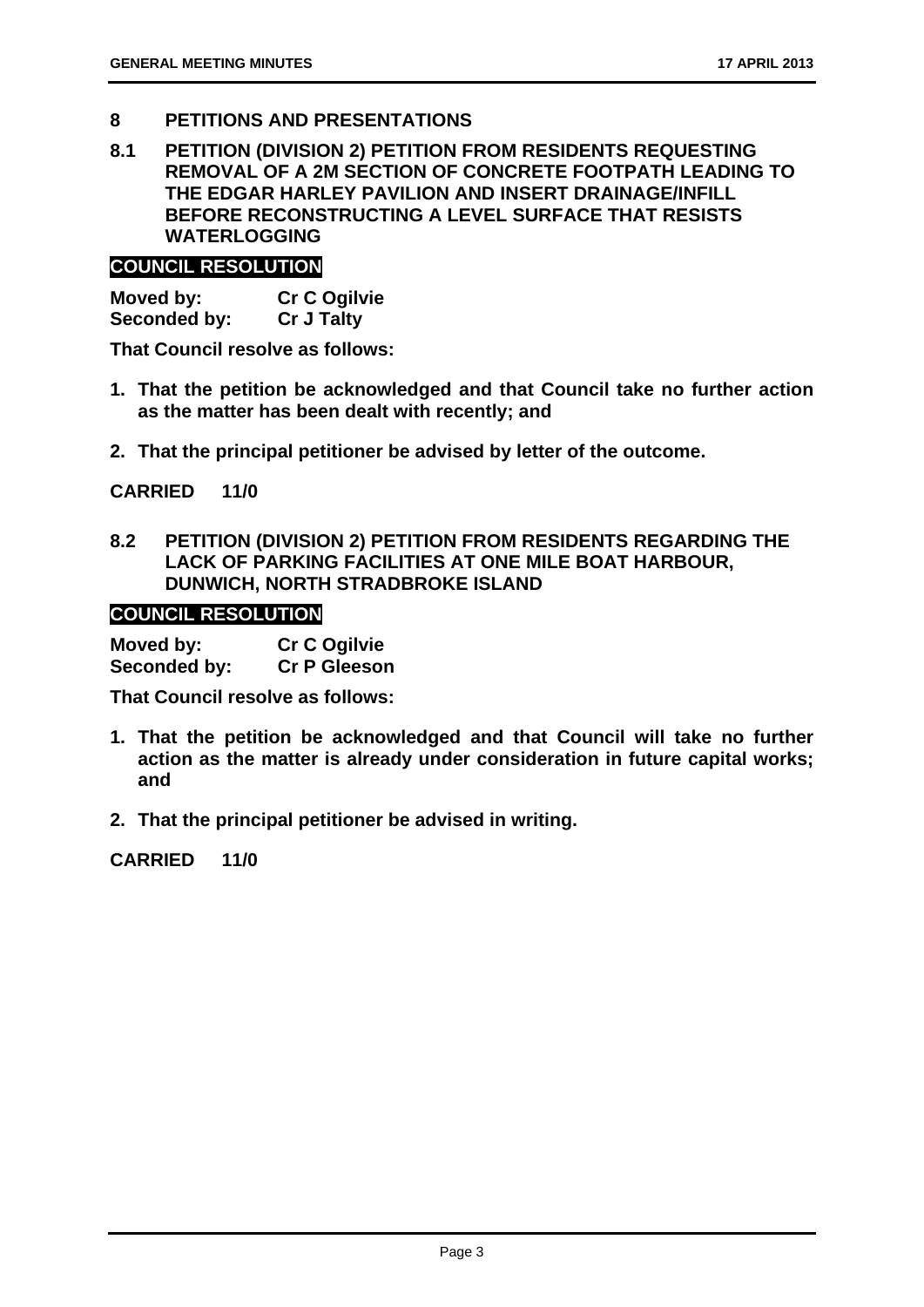## 8 PETITIONS AND PRESENTATIONS

### 8.1 PETITION (DIVISION 2) PETITION FROM RESIDENTS REQUESTING REMOVAL OF A 2M SECTION OF CONCRETE FOOTPATH LEADING TO THE EDGAR HARLEY PAVILION AND INSERT DRAINAGE/INFILL BEFORE RECONSTRUCTING A LEVEL SURFACE THAT RESISTS WATERLOGGING

**COUNCIL RESOLUTION**

**Moved by:** **Cr C Ogilvie**
**Seconded by:** **Cr J Talty**

**That Council resolve as follows:**

1. **That the petition be acknowledged and that Council take no further action as the matter has been dealt with recently; and**
2. **That the principal petitioner be advised by letter of the outcome.**

**CARRIED 11/0**

### 8.2 PETITION (DIVISION 2) PETITION FROM RESIDENTS REGARDING THE LACK OF PARKING FACILITIES AT ONE MILE BOAT HARBOUR, DUNWICH, NORTH STRADBROKE ISLAND

**COUNCIL RESOLUTION**

**Moved by:** **Cr C Ogilvie**
**Seconded by:** **Cr P Gleeson**

**That Council resolve as follows:**

1. **That the petition be acknowledged and that Council will take no further action as the matter is already under consideration in future capital works; and**
2. **That the principal petitioner be advised in writing.**

**CARRIED 11/0**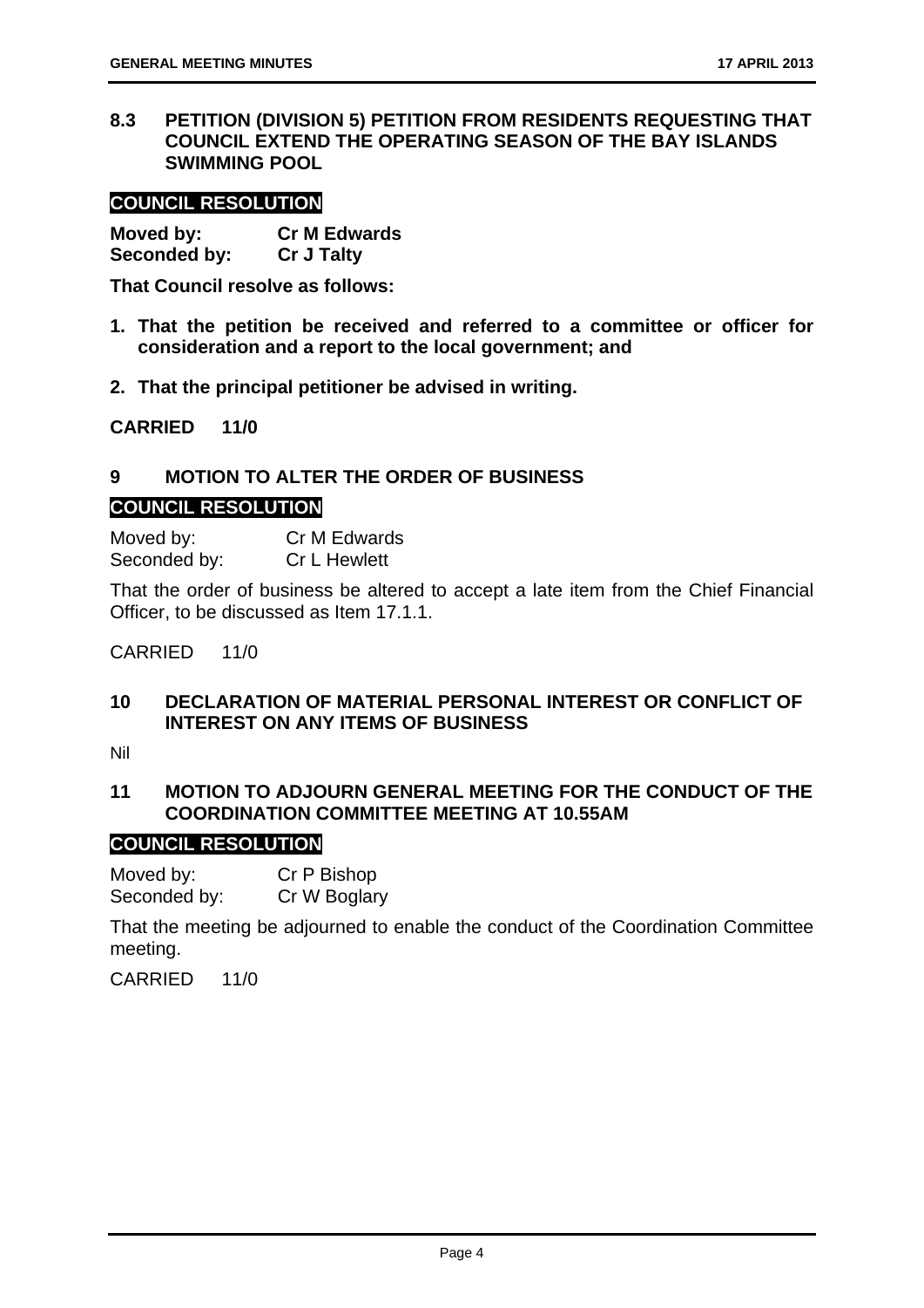## 8.3 PETITION (DIVISION 5) PETITION FROM RESIDENTS REQUESTING THAT COUNCIL EXTEND THE OPERATING SEASON OF THE BAY ISLANDS SWIMMING POOL

**COUNCIL RESOLUTION**

**Moved by:** **Cr M Edwards**
**Seconded by:** **Cr J Talty**

**That Council resolve as follows:**

1. **That the petition be received and referred to a committee or officer for consideration and a report to the local government; and**
2. **That the principal petitioner be advised in writing.**

**CARRIED 11/0**

## 9 MOTION TO ALTER THE ORDER OF BUSINESS

**COUNCIL RESOLUTION**

Moved by: Cr M Edwards
Seconded by: Cr L Hewlett

That the order of business be altered to accept a late item from the Chief Financial Officer, to be discussed as Item 17.1.1.

CARRIED 11/0

## 10 DECLARATION OF MATERIAL PERSONAL INTEREST OR CONFLICT OF INTEREST ON ANY ITEMS OF BUSINESS

Nil

## 11 MOTION TO ADJOURN GENERAL MEETING FOR THE CONDUCT OF THE COORDINATION COMMITTEE MEETING AT 10.55AM

**COUNCIL RESOLUTION**

Moved by: Cr P Bishop
Seconded by: Cr W Boglary

That the meeting be adjourned to enable the conduct of the Coordination Committee meeting.

CARRIED 11/0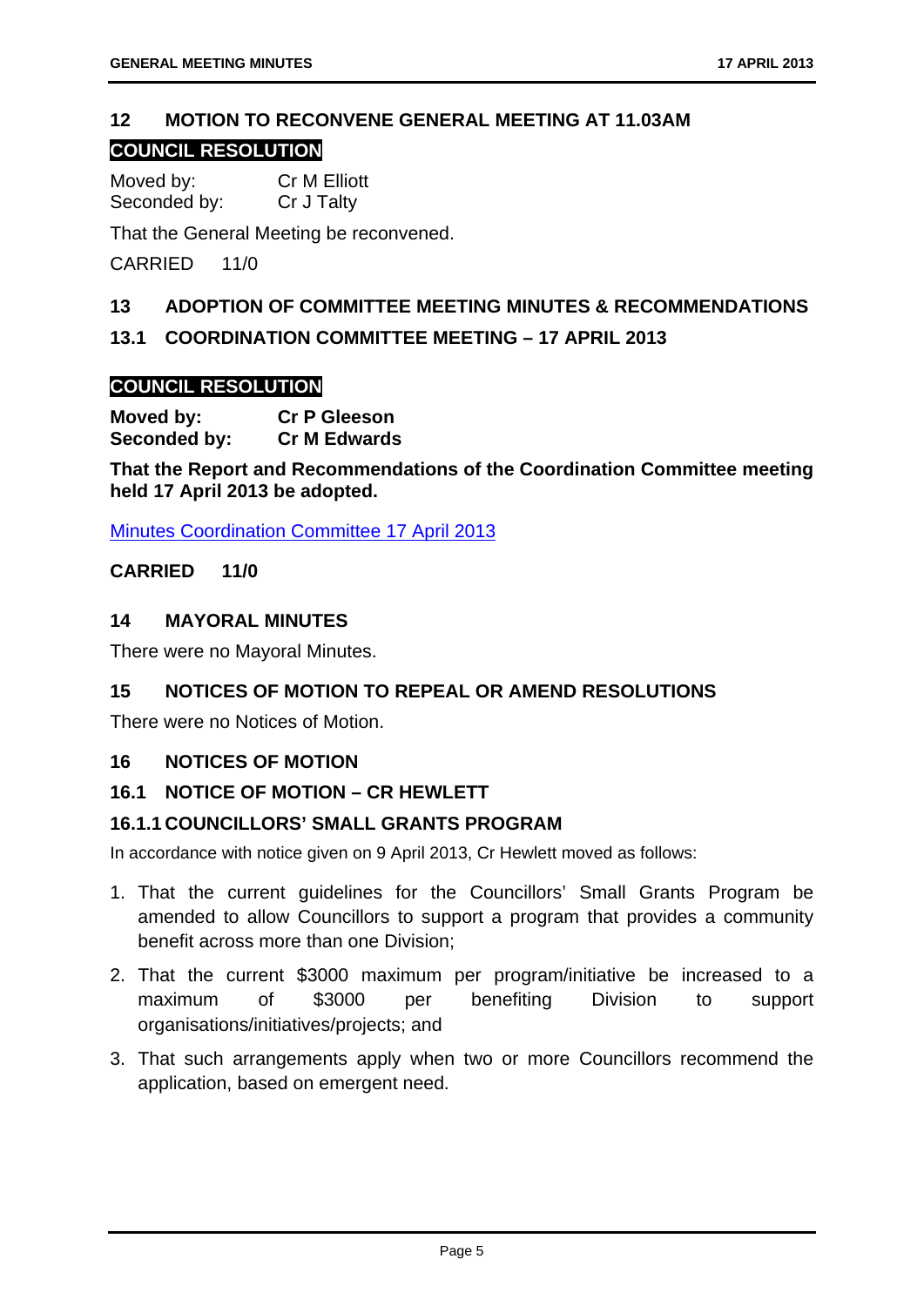## 12 MOTION TO RECONVENE GENERAL MEETING AT 11.03AM

**COUNCIL RESOLUTION**

Moved by: Cr M Elliott
Seconded by: Cr J Talty

That the General Meeting be reconvened.

CARRIED 11/0

## 13 ADOPTION OF COMMITTEE MEETING MINUTES & RECOMMENDATIONS

### 13.1 COORDINATION COMMITTEE MEETING – 17 APRIL 2013

**COUNCIL RESOLUTION**

**Moved by: Cr P Gleeson**
**Seconded by: Cr M Edwards**

**That the Report and Recommendations of the Coordination Committee meeting held 17 April 2013 be adopted.**

Minutes Coordination Committee 17 April 2013

**CARRIED 11/0**

## 14 MAYORAL MINUTES

There were no Mayoral Minutes.

## 15 NOTICES OF MOTION TO REPEAL OR AMEND RESOLUTIONS

There were no Notices of Motion.

## 16 NOTICES OF MOTION

### 16.1 NOTICE OF MOTION – CR HEWLETT

#### 16.1.1 COUNCILLORS' SMALL GRANTS PROGRAM

In accordance with notice given on 9 April 2013, Cr Hewlett moved as follows:

1. That the current guidelines for the Councillors' Small Grants Program be amended to allow Councillors to support a program that provides a community benefit across more than one Division;
2. That the current $3000 maximum per program/initiative be increased to a maximum of $3000 per benefiting Division to support organisations/initiatives/projects; and
3. That such arrangements apply when two or more Councillors recommend the application, based on emergent need.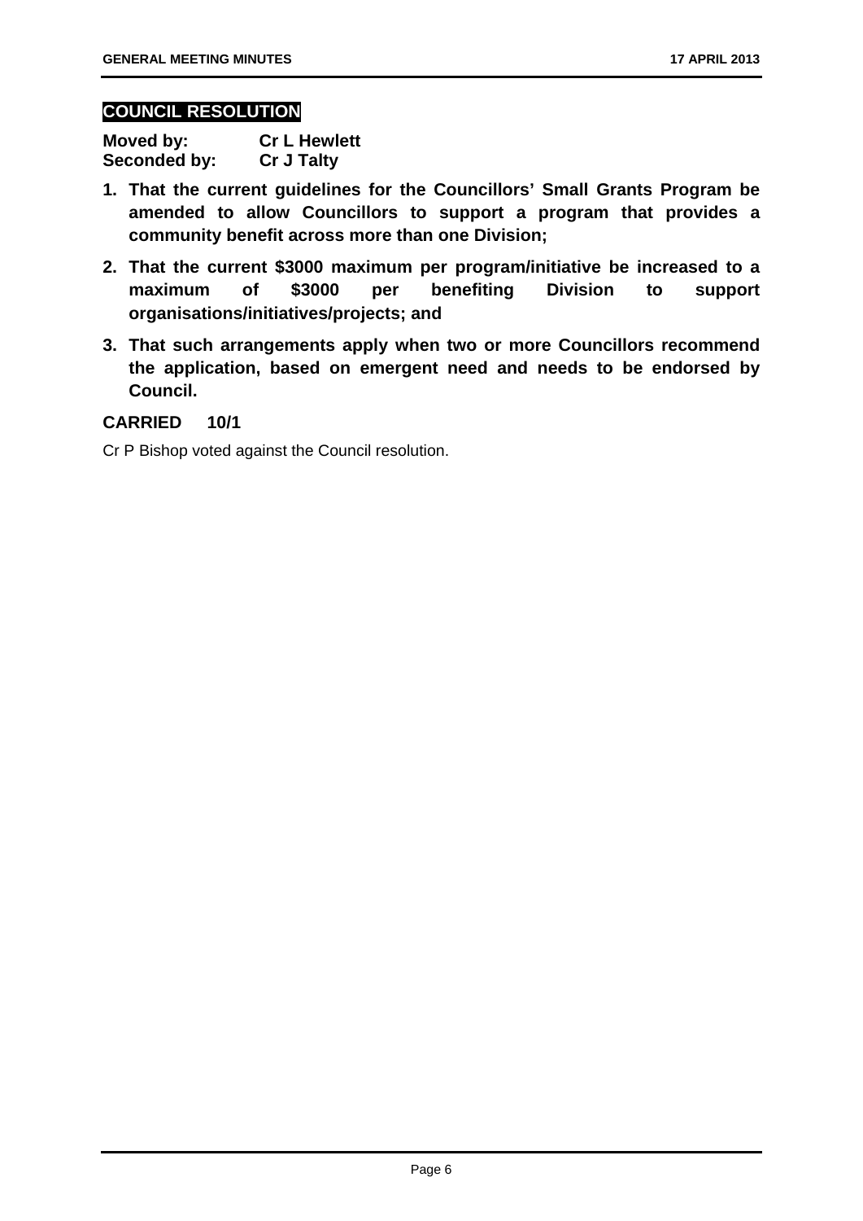## COUNCIL RESOLUTION

**Moved by:** **Cr L Hewlett**
**Seconded by:** **Cr J Talty**

1. **That the current guidelines for the Councillors' Small Grants Program be amended to allow Councillors to support a program that provides a community benefit across more than one Division;**
2. **That the current $3000 maximum per program/initiative be increased to a maximum of $3000 per benefiting Division to support organisations/initiatives/projects; and**
3. **That such arrangements apply when two or more Councillors recommend the application, based on emergent need and needs to be endorsed by Council.**

**CARRIED 10/1**

Cr P Bishop voted against the Council resolution.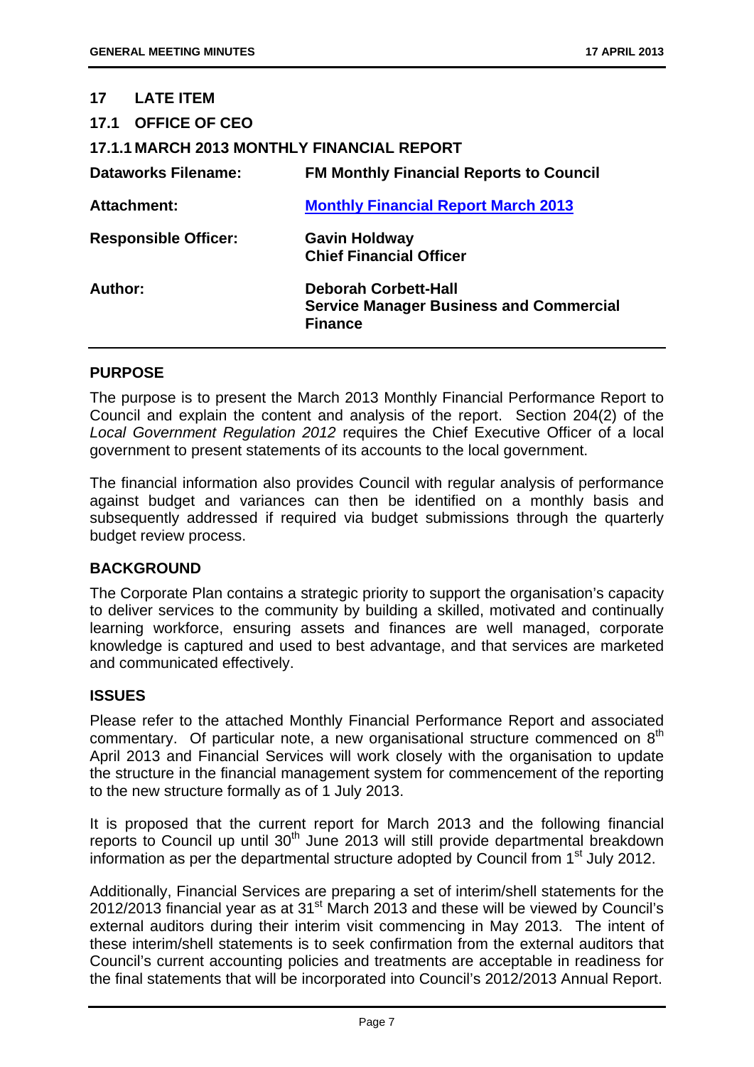## 17 LATE ITEM

### 17.1 OFFICE OF CEO

#### 17.1.1 MARCH 2013 MONTHLY FINANCIAL REPORT

| | |
|---|---|
| **Dataworks Filename:** | **FM Monthly Financial Reports to Council** |
| **Attachment:** | **Monthly Financial Report March 2013** |
| **Responsible Officer:** | **Gavin Holdway**<br>**Chief Financial Officer** |
| **Author:** | **Deborah Corbett-Hall**<br>**Service Manager Business and Commercial Finance** |

**PURPOSE**

The purpose is to present the March 2013 Monthly Financial Performance Report to Council and explain the content and analysis of the report. Section 204(2) of the *Local Government Regulation 2012* requires the Chief Executive Officer of a local government to present statements of its accounts to the local government.

The financial information also provides Council with regular analysis of performance against budget and variances can then be identified on a monthly basis and subsequently addressed if required via budget submissions through the quarterly budget review process.

**BACKGROUND**

The Corporate Plan contains a strategic priority to support the organisation's capacity to deliver services to the community by building a skilled, motivated and continually learning workforce, ensuring assets and finances are well managed, corporate knowledge is captured and used to best advantage, and that services are marketed and communicated effectively.

**ISSUES**

Please refer to the attached Monthly Financial Performance Report and associated commentary. Of particular note, a new organisational structure commenced on 8th April 2013 and Financial Services will work closely with the organisation to update the structure in the financial management system for commencement of the reporting to the new structure formally as of 1 July 2013.

It is proposed that the current report for March 2013 and the following financial reports to Council up until 30th June 2013 will still provide departmental breakdown information as per the departmental structure adopted by Council from 1st July 2012.

Additionally, Financial Services are preparing a set of interim/shell statements for the 2012/2013 financial year as at 31st March 2013 and these will be viewed by Council's external auditors during their interim visit commencing in May 2013. The intent of these interim/shell statements is to seek confirmation from the external auditors that Council's current accounting policies and treatments are acceptable in readiness for the final statements that will be incorporated into Council's 2012/2013 Annual Report.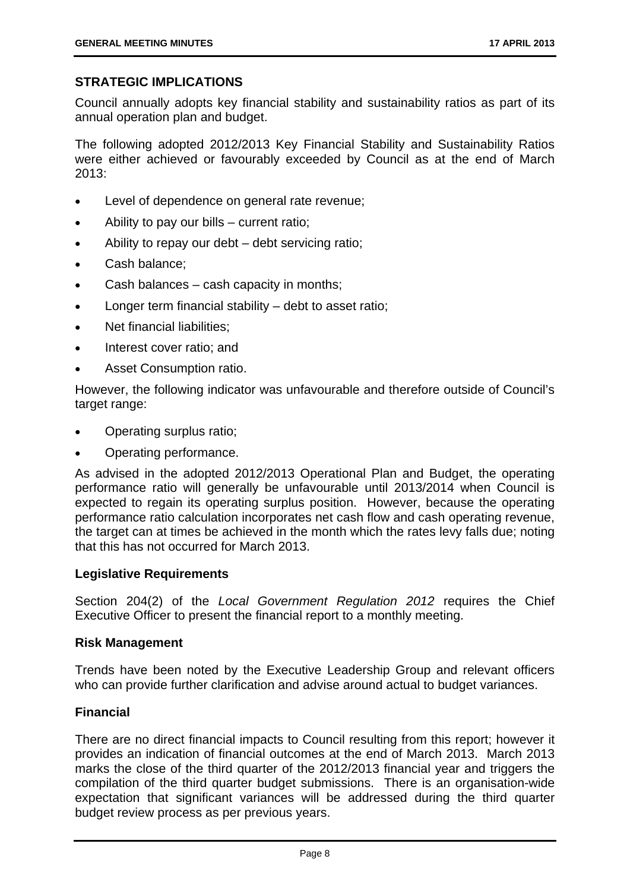## STRATEGIC IMPLICATIONS

Council annually adopts key financial stability and sustainability ratios as part of its annual operation plan and budget.

The following adopted 2012/2013 Key Financial Stability and Sustainability Ratios were either achieved or favourably exceeded by Council as at the end of March 2013:

- Level of dependence on general rate revenue;
- Ability to pay our bills – current ratio;
- Ability to repay our debt – debt servicing ratio;
- Cash balance;
- Cash balances – cash capacity in months;
- Longer term financial stability – debt to asset ratio;
- Net financial liabilities;
- Interest cover ratio; and
- Asset Consumption ratio.

However, the following indicator was unfavourable and therefore outside of Council's target range:

- Operating surplus ratio;
- Operating performance.

As advised in the adopted 2012/2013 Operational Plan and Budget, the operating performance ratio will generally be unfavourable until 2013/2014 when Council is expected to regain its operating surplus position. However, because the operating performance ratio calculation incorporates net cash flow and cash operating revenue, the target can at times be achieved in the month which the rates levy falls due; noting that this has not occurred for March 2013.

### Legislative Requirements

Section 204(2) of the *Local Government Regulation 2012* requires the Chief Executive Officer to present the financial report to a monthly meeting.

### Risk Management

Trends have been noted by the Executive Leadership Group and relevant officers who can provide further clarification and advise around actual to budget variances.

### Financial

There are no direct financial impacts to Council resulting from this report; however it provides an indication of financial outcomes at the end of March 2013. March 2013 marks the close of the third quarter of the 2012/2013 financial year and triggers the compilation of the third quarter budget submissions. There is an organisation-wide expectation that significant variances will be addressed during the third quarter budget review process as per previous years.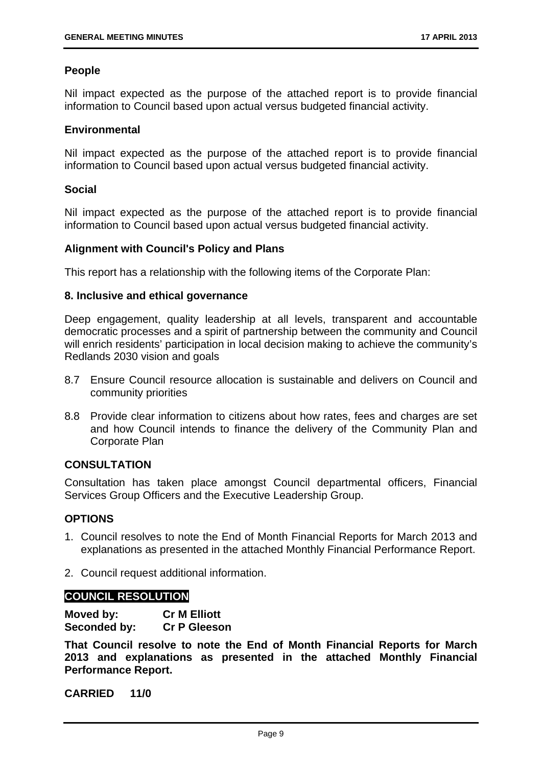### People

Nil impact expected as the purpose of the attached report is to provide financial information to Council based upon actual versus budgeted financial activity.

### Environmental

Nil impact expected as the purpose of the attached report is to provide financial information to Council based upon actual versus budgeted financial activity.

### Social

Nil impact expected as the purpose of the attached report is to provide financial information to Council based upon actual versus budgeted financial activity.

### Alignment with Council's Policy and Plans

This report has a relationship with the following items of the Corporate Plan:

### 8. Inclusive and ethical governance

Deep engagement, quality leadership at all levels, transparent and accountable democratic processes and a spirit of partnership between the community and Council will enrich residents' participation in local decision making to achieve the community's Redlands 2030 vision and goals

8.7 Ensure Council resource allocation is sustainable and delivers on Council and community priorities

8.8 Provide clear information to citizens about how rates, fees and charges are set and how Council intends to finance the delivery of the Community Plan and Corporate Plan

## CONSULTATION

Consultation has taken place amongst Council departmental officers, Financial Services Group Officers and the Executive Leadership Group.

## OPTIONS

1. Council resolves to note the End of Month Financial Reports for March 2013 and explanations as presented in the attached Monthly Financial Performance Report.
2. Council request additional information.

## COUNCIL RESOLUTION

**Moved by:** **Cr M Elliott**
**Seconded by:** **Cr P Gleeson**

**That Council resolve to note the End of Month Financial Reports for March 2013 and explanations as presented in the attached Monthly Financial Performance Report.**

**CARRIED 11/0**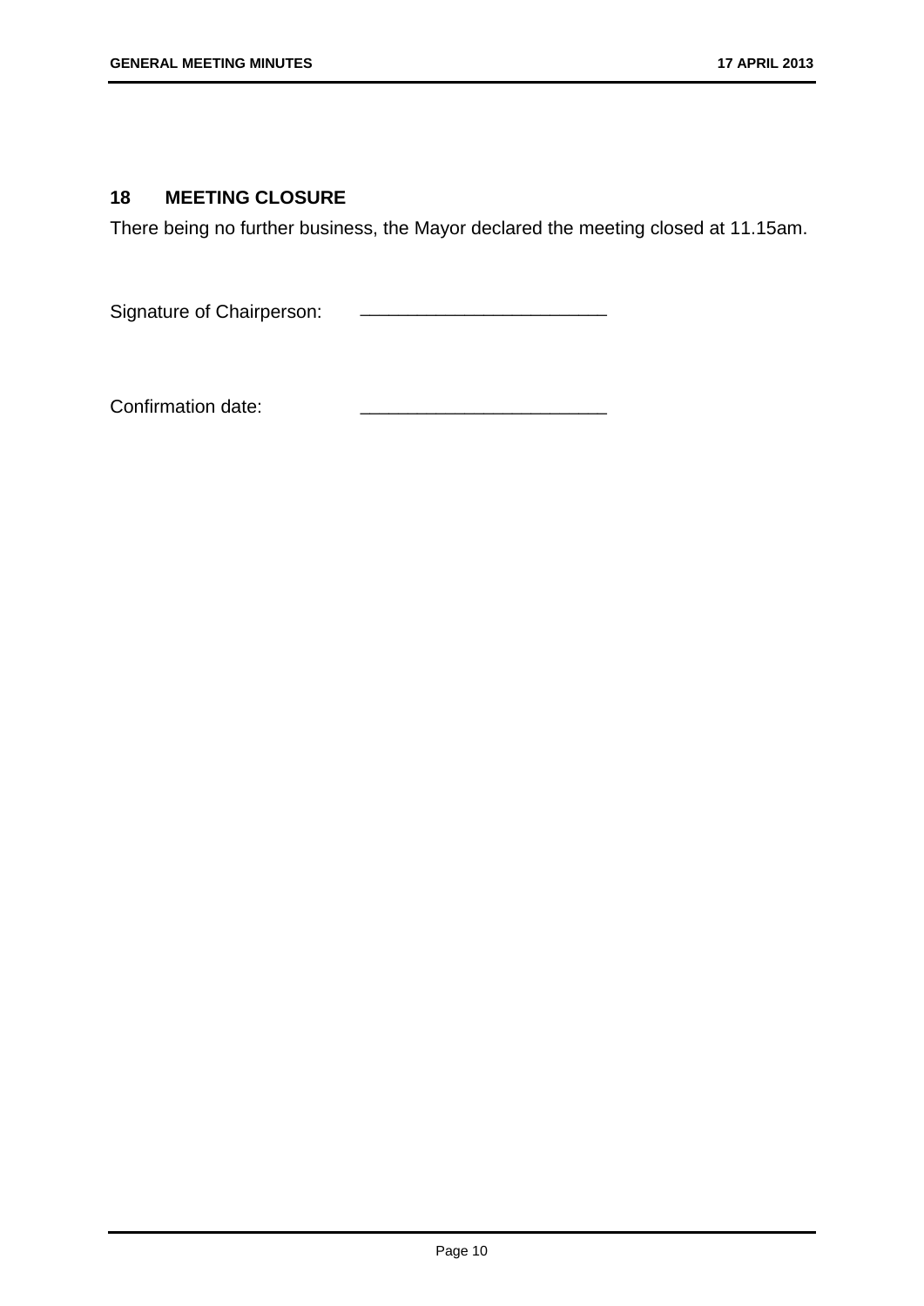## 18 MEETING CLOSURE

There being no further business, the Mayor declared the meeting closed at 11.15am.

Signature of Chairperson: ________________________

Confirmation date: ________________________